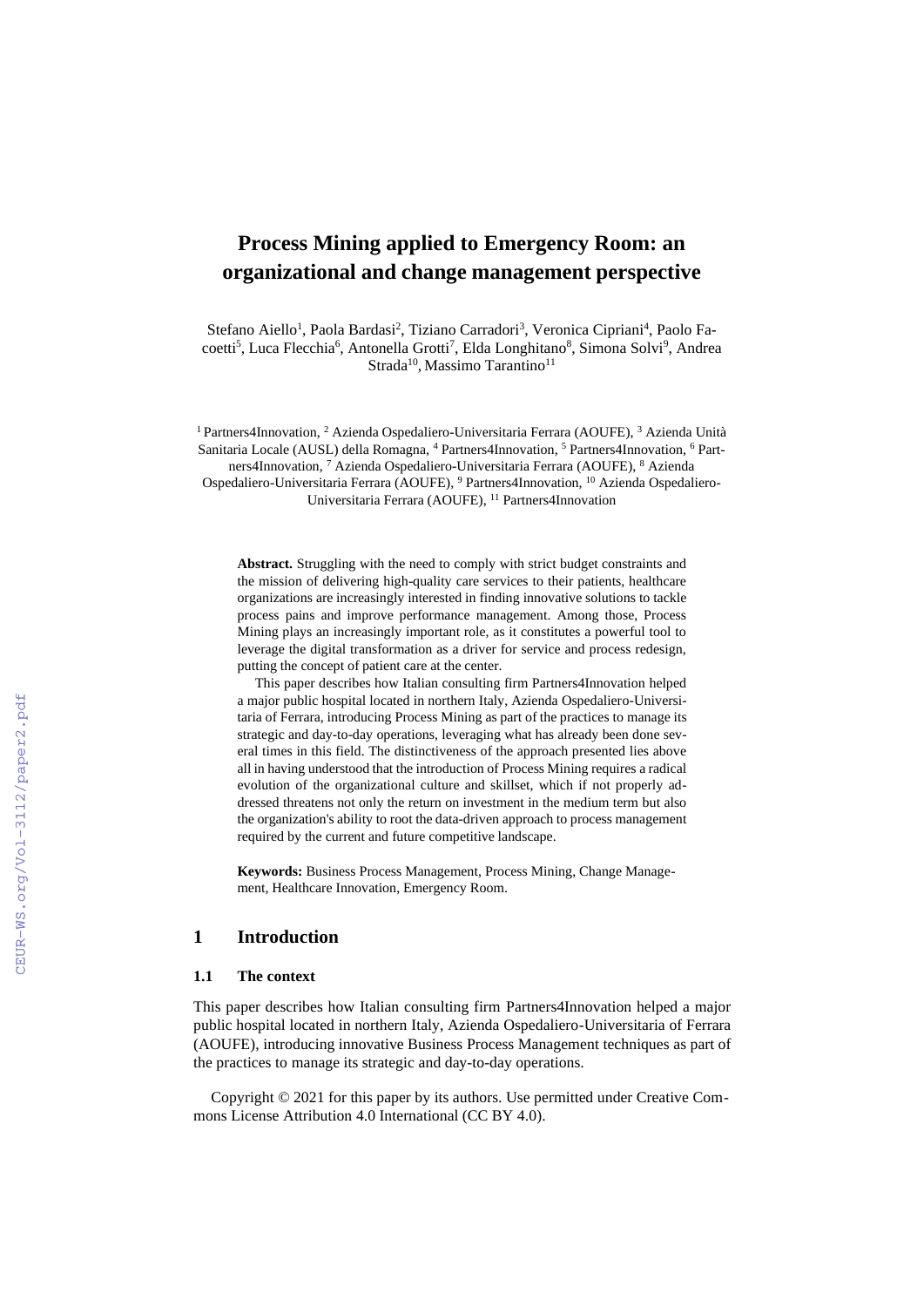# Process Mining applied to Emergency Room: an organizational and change management perspective

Stefano Aiello[1], Paola Bardasi[2], Tiziano Carradori[3], Veronica Cipriani[4], Paolo Facoetti[5], Luca Flecchia[6], Antonella Grotti[7], Elda Longhitano[8], Simona Solvi[9], Andrea Strada[10], Massimo Tarantino[11]

[1] Partners4Innovation, [2] Azienda Ospedaliero-Universitaria Ferrara (AOUFE), [3] Azienda Unità Sanitaria Locale (AUSL) della Romagna, [4] Partners4Innovation, [5] Partners4Innovation, [6] Partners4Innovation, [7] Azienda Ospedaliero-Universitaria Ferrara (AOUFE), [8] Azienda Ospedaliero-Universitaria Ferrara (AOUFE), [9] Partners4Innovation, [10] Azienda Ospedaliero-Universitaria Ferrara (AOUFE), [11] Partners4Innovation

**Abstract.** Struggling with the need to comply with strict budget constraints and the mission of delivering high-quality care services to their patients, healthcare organizations are increasingly interested in finding innovative solutions to tackle process pains and improve performance management. Among those, Process Mining plays an increasingly important role, as it constitutes a powerful tool to leverage the digital transformation as a driver for service and process redesign, putting the concept of patient care at the center.

This paper describes how Italian consulting firm Partners4Innovation helped a major public hospital located in northern Italy, Azienda Ospedaliero-Universitaria of Ferrara, introducing Process Mining as part of the practices to manage its strategic and day-to-day operations, leveraging what has already been done several times in this field. The distinctiveness of the approach presented lies above all in having understood that the introduction of Process Mining requires a radical evolution of the organizational culture and skillset, which if not properly addressed threatens not only the return on investment in the medium term but also the organization's ability to root the data-driven approach to process management required by the current and future competitive landscape.

**Keywords:** Business Process Management, Process Mining, Change Management, Healthcare Innovation, Emergency Room.

## 1 Introduction

### 1.1 The context

This paper describes how Italian consulting firm Partners4Innovation helped a major public hospital located in northern Italy, Azienda Ospedaliero-Universitaria of Ferrara (AOUFE), introducing innovative Business Process Management techniques as part of the practices to manage its strategic and day-to-day operations.

Copyright © 2021 for this paper by its authors. Use permitted under Creative Commons License Attribution 4.0 International (CC BY 4.0).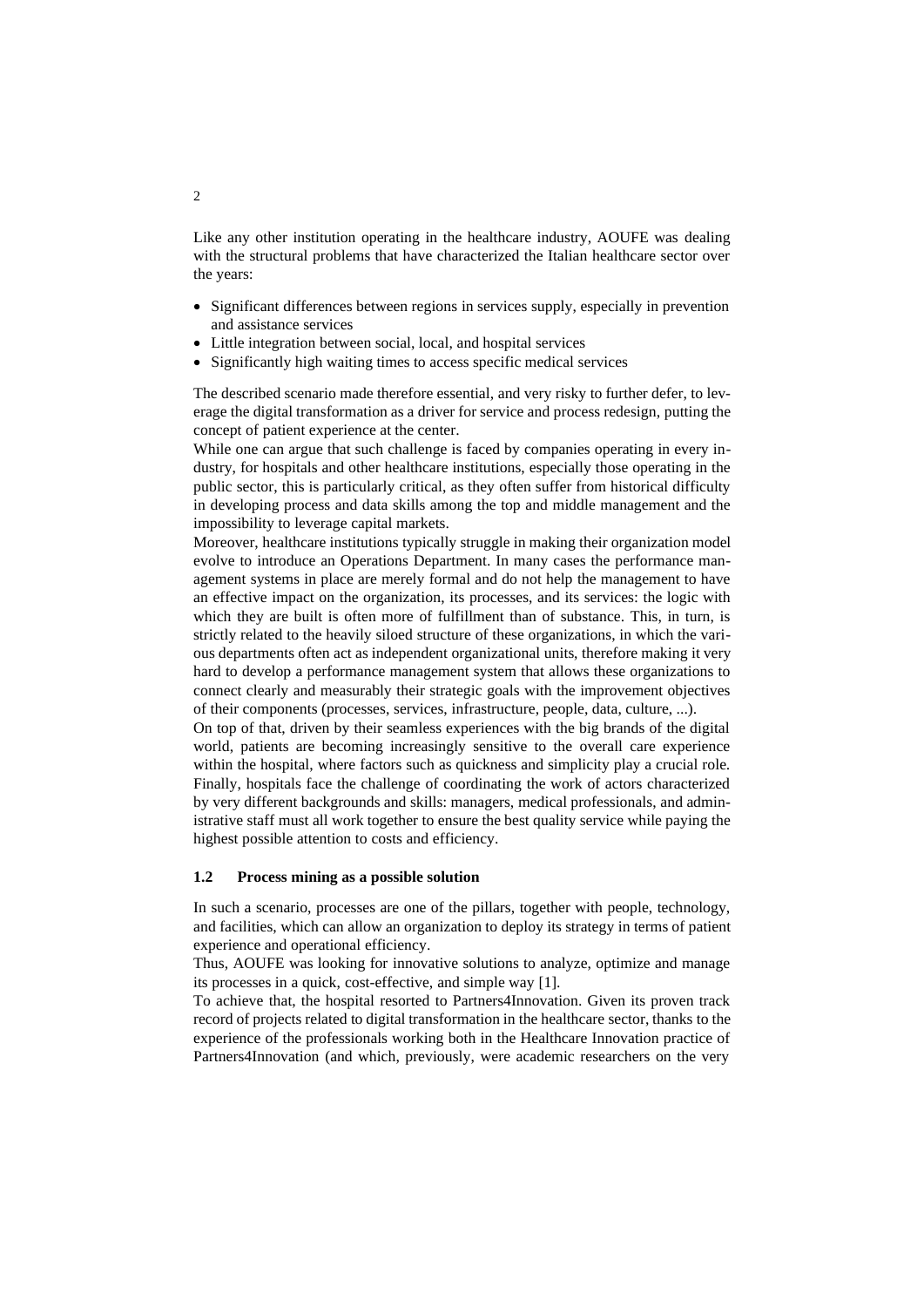Like any other institution operating in the healthcare industry, AOUFE was dealing with the structural problems that have characterized the Italian healthcare sector over the years:

- Significant differences between regions in services supply, especially in prevention and assistance services
- Little integration between social, local, and hospital services
- Significantly high waiting times to access specific medical services

The described scenario made therefore essential, and very risky to further defer, to leverage the digital transformation as a driver for service and process redesign, putting the concept of patient experience at the center.

While one can argue that such challenge is faced by companies operating in every industry, for hospitals and other healthcare institutions, especially those operating in the public sector, this is particularly critical, as they often suffer from historical difficulty in developing process and data skills among the top and middle management and the impossibility to leverage capital markets.

Moreover, healthcare institutions typically struggle in making their organization model evolve to introduce an Operations Department. In many cases the performance management systems in place are merely formal and do not help the management to have an effective impact on the organization, its processes, and its services: the logic with which they are built is often more of fulfillment than of substance. This, in turn, is strictly related to the heavily siloed structure of these organizations, in which the various departments often act as independent organizational units, therefore making it very hard to develop a performance management system that allows these organizations to connect clearly and measurably their strategic goals with the improvement objectives of their components (processes, services, infrastructure, people, data, culture, ...).

On top of that, driven by their seamless experiences with the big brands of the digital world, patients are becoming increasingly sensitive to the overall care experience within the hospital, where factors such as quickness and simplicity play a crucial role. Finally, hospitals face the challenge of coordinating the work of actors characterized by very different backgrounds and skills: managers, medical professionals, and administrative staff must all work together to ensure the best quality service while paying the highest possible attention to costs and efficiency.

### 1.2 Process mining as a possible solution

In such a scenario, processes are one of the pillars, together with people, technology, and facilities, which can allow an organization to deploy its strategy in terms of patient experience and operational efficiency.

Thus, AOUFE was looking for innovative solutions to analyze, optimize and manage its processes in a quick, cost-effective, and simple way [1].

To achieve that, the hospital resorted to Partners4Innovation. Given its proven track record of projects related to digital transformation in the healthcare sector, thanks to the experience of the professionals working both in the Healthcare Innovation practice of Partners4Innovation (and which, previously, were academic researchers on the very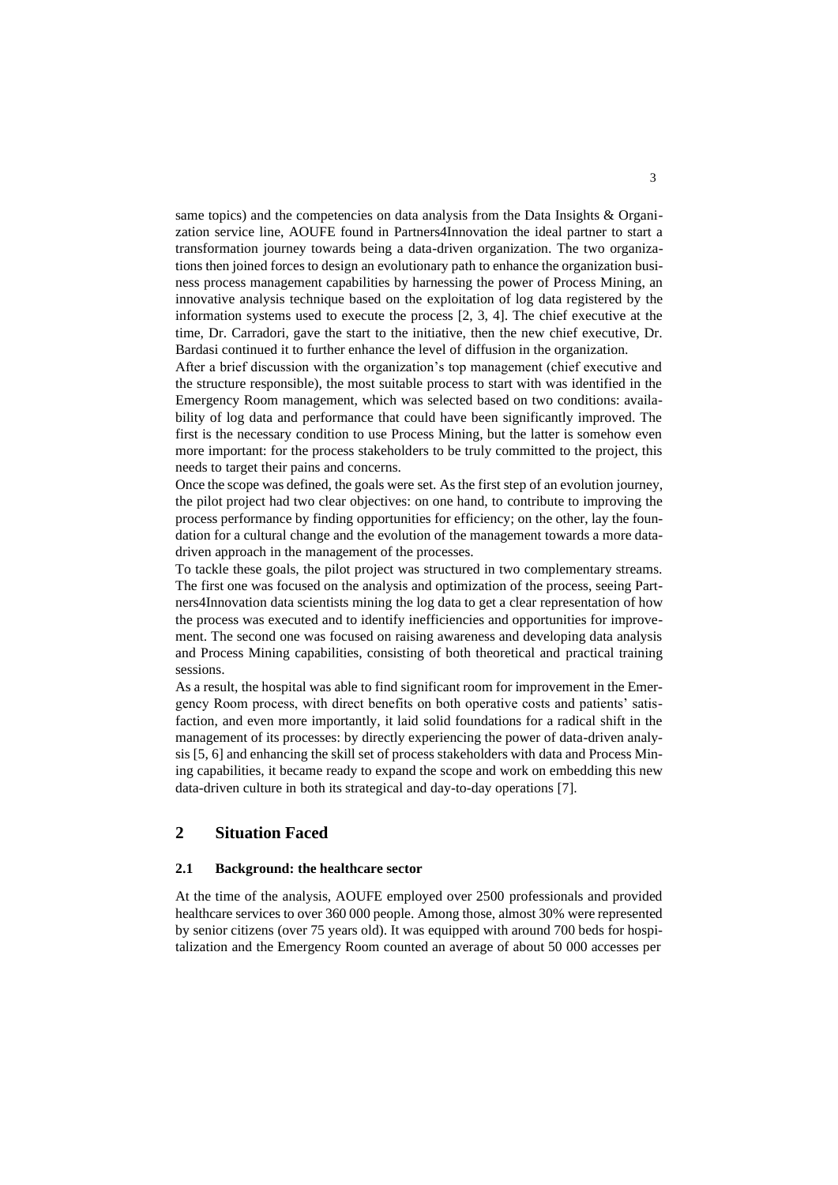same topics) and the competencies on data analysis from the Data Insights & Organization service line, AOUFE found in Partners4Innovation the ideal partner to start a transformation journey towards being a data-driven organization. The two organizations then joined forces to design an evolutionary path to enhance the organization business process management capabilities by harnessing the power of Process Mining, an innovative analysis technique based on the exploitation of log data registered by the information systems used to execute the process [2, 3, 4]. The chief executive at the time, Dr. Carradori, gave the start to the initiative, then the new chief executive, Dr. Bardasi continued it to further enhance the level of diffusion in the organization.

After a brief discussion with the organization's top management (chief executive and the structure responsible), the most suitable process to start with was identified in the Emergency Room management, which was selected based on two conditions: availability of log data and performance that could have been significantly improved. The first is the necessary condition to use Process Mining, but the latter is somehow even more important: for the process stakeholders to be truly committed to the project, this needs to target their pains and concerns.

Once the scope was defined, the goals were set. As the first step of an evolution journey, the pilot project had two clear objectives: on one hand, to contribute to improving the process performance by finding opportunities for efficiency; on the other, lay the foundation for a cultural change and the evolution of the management towards a more data-driven approach in the management of the processes.

To tackle these goals, the pilot project was structured in two complementary streams. The first one was focused on the analysis and optimization of the process, seeing Partners4Innovation data scientists mining the log data to get a clear representation of how the process was executed and to identify inefficiencies and opportunities for improvement. The second one was focused on raising awareness and developing data analysis and Process Mining capabilities, consisting of both theoretical and practical training sessions.

As a result, the hospital was able to find significant room for improvement in the Emergency Room process, with direct benefits on both operative costs and patients' satisfaction, and even more importantly, it laid solid foundations for a radical shift in the management of its processes: by directly experiencing the power of data-driven analysis [5, 6] and enhancing the skill set of process stakeholders with data and Process Mining capabilities, it became ready to expand the scope and work on embedding this new data-driven culture in both its strategical and day-to-day operations [7].

## 2 Situation Faced

### 2.1 Background: the healthcare sector

At the time of the analysis, AOUFE employed over 2500 professionals and provided healthcare services to over 360 000 people. Among those, almost 30% were represented by senior citizens (over 75 years old). It was equipped with around 700 beds for hospitalization and the Emergency Room counted an average of about 50 000 accesses per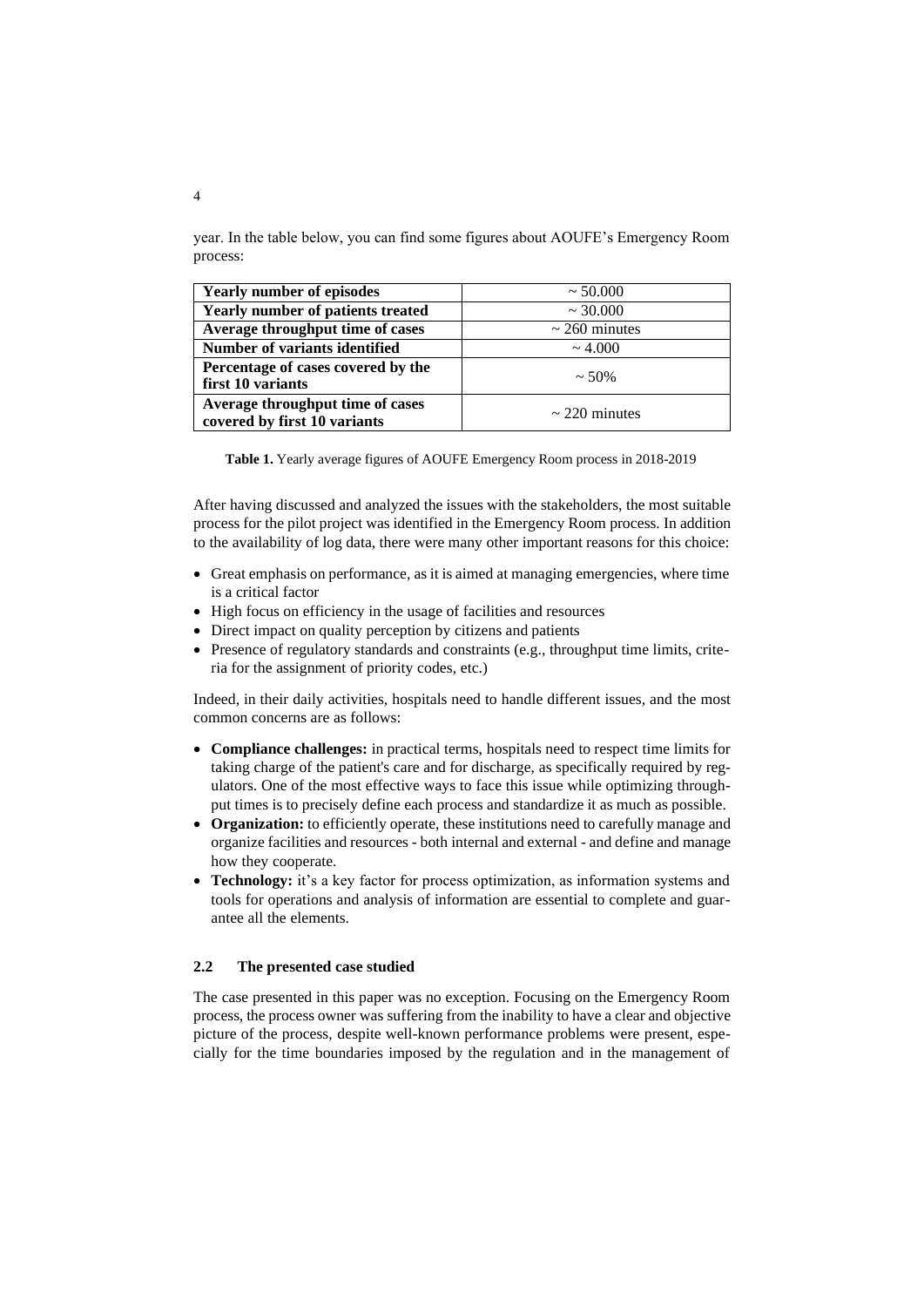year. In the table below, you can find some figures about AOUFE's Emergency Room process:

| **Yearly number of episodes** | ~ 50.000 |
|---|---|
| **Yearly number of patients treated** | ~ 30.000 |
| **Average throughput time of cases** | ~ 260 minutes |
| **Number of variants identified** | ~ 4.000 |
| **Percentage of cases covered by the first 10 variants** | ~ 50% |
| **Average throughput time of cases covered by first 10 variants** | ~ 220 minutes |

**Table 1.** Yearly average figures of AOUFE Emergency Room process in 2018-2019

After having discussed and analyzed the issues with the stakeholders, the most suitable process for the pilot project was identified in the Emergency Room process. In addition to the availability of log data, there were many other important reasons for this choice:

- Great emphasis on performance, as it is aimed at managing emergencies, where time is a critical factor
- High focus on efficiency in the usage of facilities and resources
- Direct impact on quality perception by citizens and patients
- Presence of regulatory standards and constraints (e.g., throughput time limits, criteria for the assignment of priority codes, etc.)

Indeed, in their daily activities, hospitals need to handle different issues, and the most common concerns are as follows:

- **Compliance challenges:** in practical terms, hospitals need to respect time limits for taking charge of the patient's care and for discharge, as specifically required by regulators. One of the most effective ways to face this issue while optimizing throughput times is to precisely define each process and standardize it as much as possible.
- **Organization:** to efficiently operate, these institutions need to carefully manage and organize facilities and resources - both internal and external - and define and manage how they cooperate.
- **Technology:** it's a key factor for process optimization, as information systems and tools for operations and analysis of information are essential to complete and guarantee all the elements.

### 2.2 The presented case studied

The case presented in this paper was no exception. Focusing on the Emergency Room process, the process owner was suffering from the inability to have a clear and objective picture of the process, despite well-known performance problems were present, especially for the time boundaries imposed by the regulation and in the management of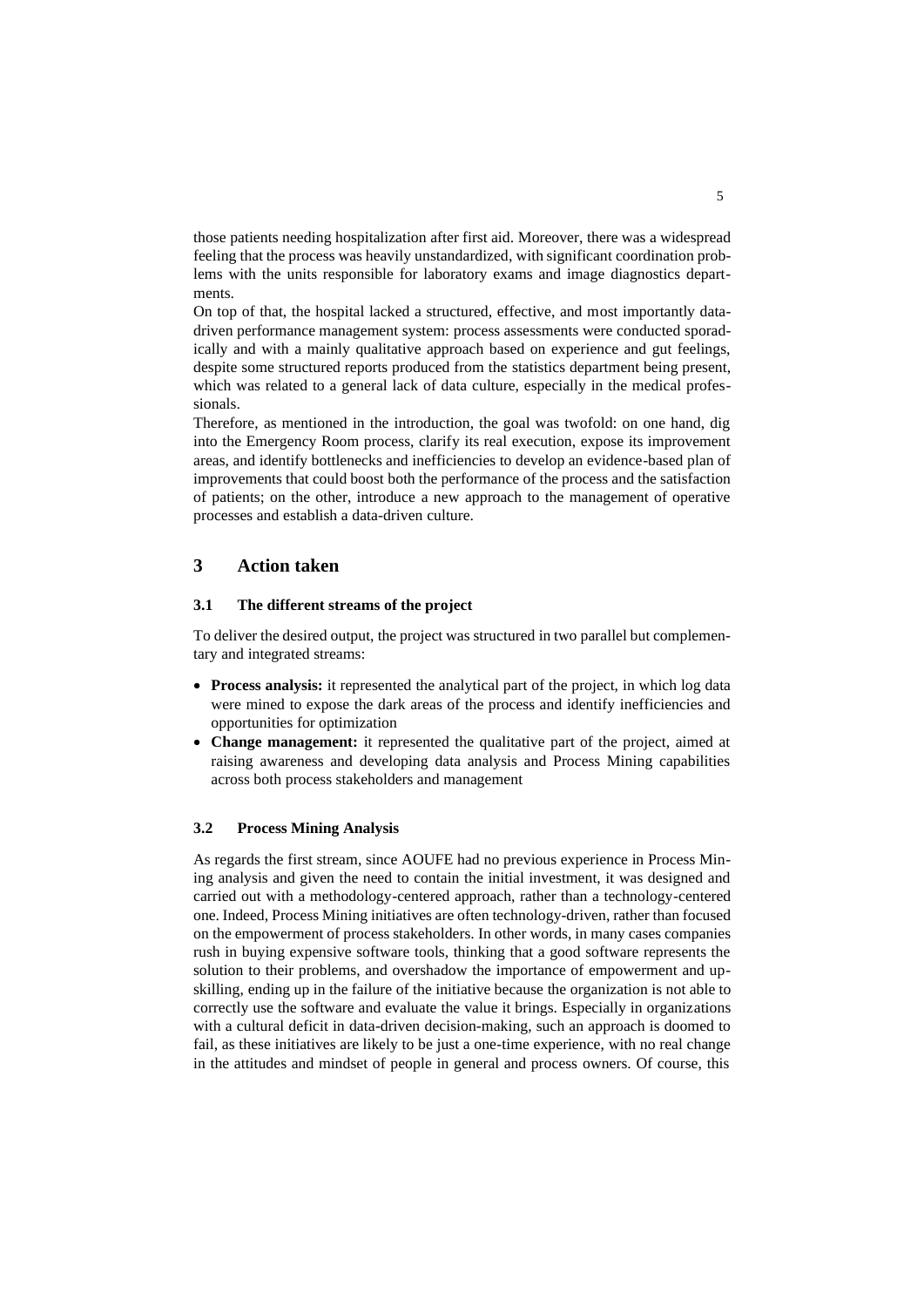those patients needing hospitalization after first aid. Moreover, there was a widespread feeling that the process was heavily unstandardized, with significant coordination problems with the units responsible for laboratory exams and image diagnostics departments.

On top of that, the hospital lacked a structured, effective, and most importantly data-driven performance management system: process assessments were conducted sporadically and with a mainly qualitative approach based on experience and gut feelings, despite some structured reports produced from the statistics department being present, which was related to a general lack of data culture, especially in the medical professionals.

Therefore, as mentioned in the introduction, the goal was twofold: on one hand, dig into the Emergency Room process, clarify its real execution, expose its improvement areas, and identify bottlenecks and inefficiencies to develop an evidence-based plan of improvements that could boost both the performance of the process and the satisfaction of patients; on the other, introduce a new approach to the management of operative processes and establish a data-driven culture.

## 3 Action taken

### 3.1 The different streams of the project

To deliver the desired output, the project was structured in two parallel but complementary and integrated streams:

- **Process analysis:** it represented the analytical part of the project, in which log data were mined to expose the dark areas of the process and identify inefficiencies and opportunities for optimization
- **Change management:** it represented the qualitative part of the project, aimed at raising awareness and developing data analysis and Process Mining capabilities across both process stakeholders and management

### 3.2 Process Mining Analysis

As regards the first stream, since AOUFE had no previous experience in Process Mining analysis and given the need to contain the initial investment, it was designed and carried out with a methodology-centered approach, rather than a technology-centered one. Indeed, Process Mining initiatives are often technology-driven, rather than focused on the empowerment of process stakeholders. In other words, in many cases companies rush in buying expensive software tools, thinking that a good software represents the solution to their problems, and overshadow the importance of empowerment and upskilling, ending up in the failure of the initiative because the organization is not able to correctly use the software and evaluate the value it brings. Especially in organizations with a cultural deficit in data-driven decision-making, such an approach is doomed to fail, as these initiatives are likely to be just a one-time experience, with no real change in the attitudes and mindset of people in general and process owners. Of course, this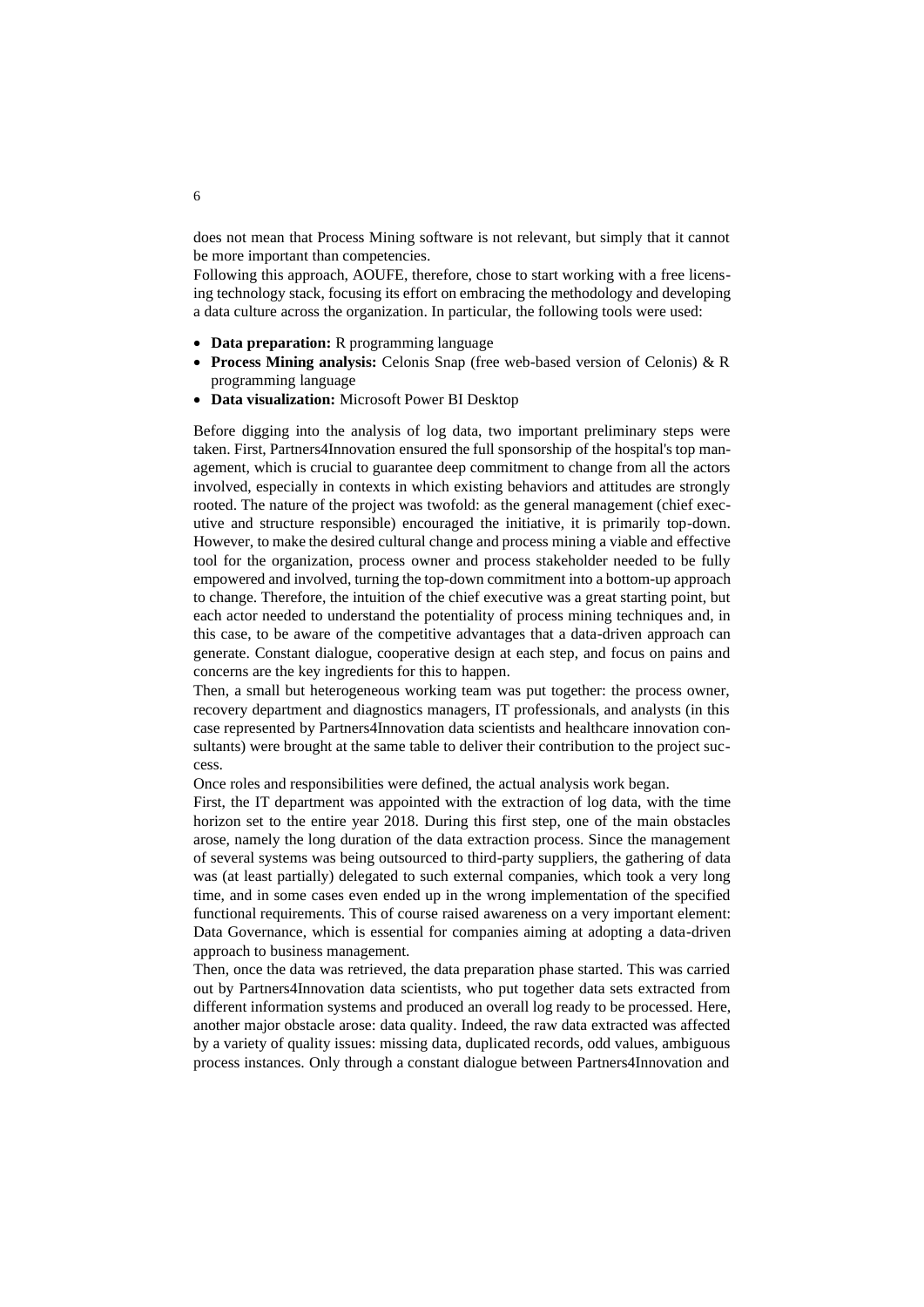does not mean that Process Mining software is not relevant, but simply that it cannot be more important than competencies.

Following this approach, AOUFE, therefore, chose to start working with a free licensing technology stack, focusing its effort on embracing the methodology and developing a data culture across the organization. In particular, the following tools were used:

- **Data preparation:** R programming language
- **Process Mining analysis:** Celonis Snap (free web-based version of Celonis) & R programming language
- **Data visualization:** Microsoft Power BI Desktop

Before digging into the analysis of log data, two important preliminary steps were taken. First, Partners4Innovation ensured the full sponsorship of the hospital's top management, which is crucial to guarantee deep commitment to change from all the actors involved, especially in contexts in which existing behaviors and attitudes are strongly rooted. The nature of the project was twofold: as the general management (chief executive and structure responsible) encouraged the initiative, it is primarily top-down. However, to make the desired cultural change and process mining a viable and effective tool for the organization, process owner and process stakeholder needed to be fully empowered and involved, turning the top-down commitment into a bottom-up approach to change. Therefore, the intuition of the chief executive was a great starting point, but each actor needed to understand the potentiality of process mining techniques and, in this case, to be aware of the competitive advantages that a data-driven approach can generate. Constant dialogue, cooperative design at each step, and focus on pains and concerns are the key ingredients for this to happen.

Then, a small but heterogeneous working team was put together: the process owner, recovery department and diagnostics managers, IT professionals, and analysts (in this case represented by Partners4Innovation data scientists and healthcare innovation consultants) were brought at the same table to deliver their contribution to the project success.

Once roles and responsibilities were defined, the actual analysis work began.

First, the IT department was appointed with the extraction of log data, with the time horizon set to the entire year 2018. During this first step, one of the main obstacles arose, namely the long duration of the data extraction process. Since the management of several systems was being outsourced to third-party suppliers, the gathering of data was (at least partially) delegated to such external companies, which took a very long time, and in some cases even ended up in the wrong implementation of the specified functional requirements. This of course raised awareness on a very important element: Data Governance, which is essential for companies aiming at adopting a data-driven approach to business management.

Then, once the data was retrieved, the data preparation phase started. This was carried out by Partners4Innovation data scientists, who put together data sets extracted from different information systems and produced an overall log ready to be processed. Here, another major obstacle arose: data quality. Indeed, the raw data extracted was affected by a variety of quality issues: missing data, duplicated records, odd values, ambiguous process instances. Only through a constant dialogue between Partners4Innovation and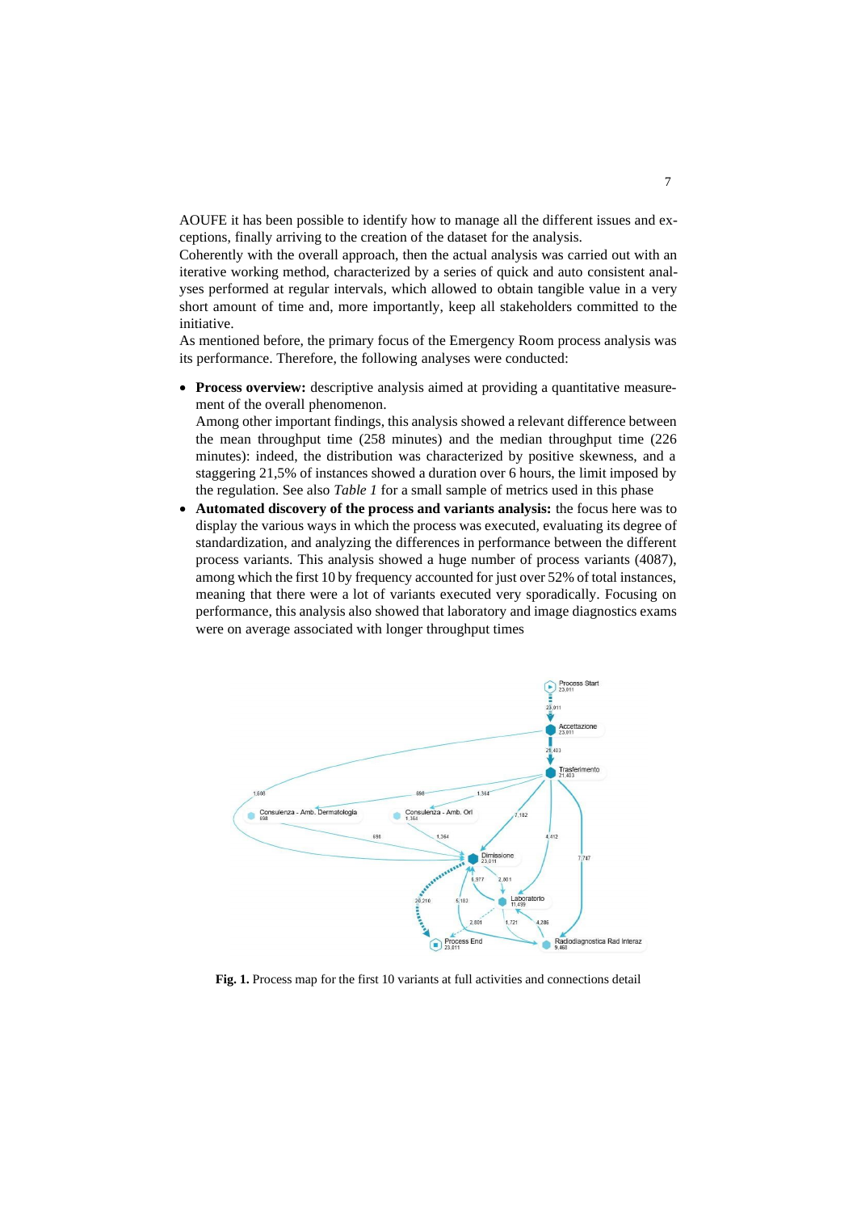AOUFE it has been possible to identify how to manage all the different issues and exceptions, finally arriving to the creation of the dataset for the analysis.
Coherently with the overall approach, then the actual analysis was carried out with an iterative working method, characterized by a series of quick and auto consistent analyses performed at regular intervals, which allowed to obtain tangible value in a very short amount of time and, more importantly, keep all stakeholders committed to the initiative.
As mentioned before, the primary focus of the Emergency Room process analysis was its performance. Therefore, the following analyses were conducted:

- **Process overview:** descriptive analysis aimed at providing a quantitative measurement of the overall phenomenon.
  Among other important findings, this analysis showed a relevant difference between the mean throughput time (258 minutes) and the median throughput time (226 minutes): indeed, the distribution was characterized by positive skewness, and a staggering 21,5% of instances showed a duration over 6 hours, the limit imposed by the regulation. See also *Table 1* for a small sample of metrics used in this phase
- **Automated discovery of the process and variants analysis:** the focus here was to display the various ways in which the process was executed, evaluating its degree of standardization, and analyzing the differences in performance between the different process variants. This analysis showed a huge number of process variants (4087), among which the first 10 by frequency accounted for just over 52% of total instances, meaning that there were a lot of variants executed very sporadically. Focusing on performance, this analysis also showed that laboratory and image diagnostics exams were on average associated with longer throughput times

**Fig. 1.** Process map for the first 10 variants at full activities and connections detail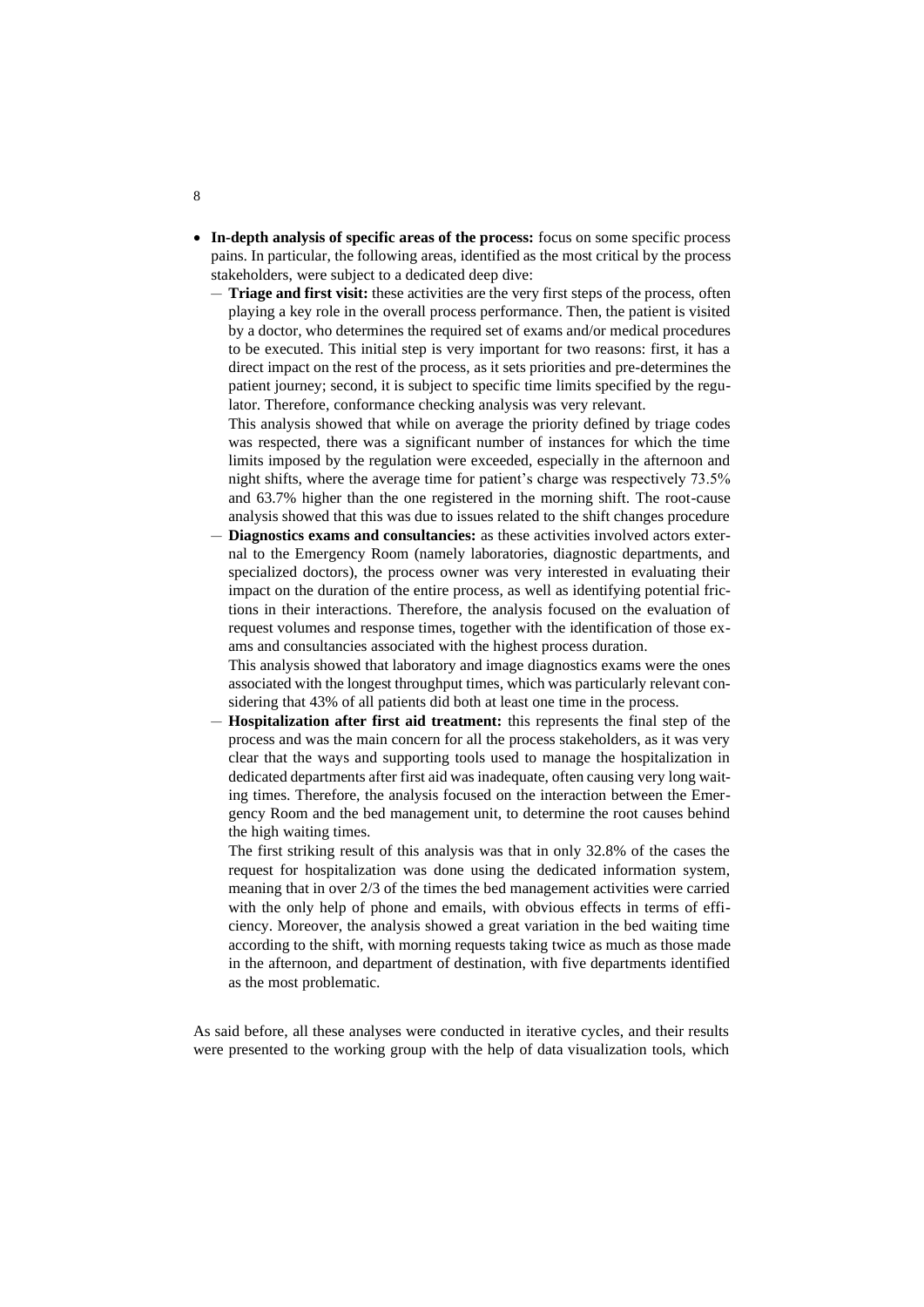- **In-depth analysis of specific areas of the process:** focus on some specific process pains. In particular, the following areas, identified as the most critical by the process stakeholders, were subject to a dedicated deep dive:
  - **Triage and first visit:** these activities are the very first steps of the process, often playing a key role in the overall process performance. Then, the patient is visited by a doctor, who determines the required set of exams and/or medical procedures to be executed. This initial step is very important for two reasons: first, it has a direct impact on the rest of the process, as it sets priorities and pre-determines the patient journey; second, it is subject to specific time limits specified by the regulator. Therefore, conformance checking analysis was very relevant.

    This analysis showed that while on average the priority defined by triage codes was respected, there was a significant number of instances for which the time limits imposed by the regulation were exceeded, especially in the afternoon and night shifts, where the average time for patient's charge was respectively 73.5% and 63.7% higher than the one registered in the morning shift. The root-cause analysis showed that this was due to issues related to the shift changes procedure
  - **Diagnostics exams and consultancies:** as these activities involved actors external to the Emergency Room (namely laboratories, diagnostic departments, and specialized doctors), the process owner was very interested in evaluating their impact on the duration of the entire process, as well as identifying potential frictions in their interactions. Therefore, the analysis focused on the evaluation of request volumes and response times, together with the identification of those exams and consultancies associated with the highest process duration.

    This analysis showed that laboratory and image diagnostics exams were the ones associated with the longest throughput times, which was particularly relevant considering that 43% of all patients did both at least one time in the process.
  - **Hospitalization after first aid treatment:** this represents the final step of the process and was the main concern for all the process stakeholders, as it was very clear that the ways and supporting tools used to manage the hospitalization in dedicated departments after first aid was inadequate, often causing very long waiting times. Therefore, the analysis focused on the interaction between the Emergency Room and the bed management unit, to determine the root causes behind the high waiting times.

    The first striking result of this analysis was that in only 32.8% of the cases the request for hospitalization was done using the dedicated information system, meaning that in over 2/3 of the times the bed management activities were carried with the only help of phone and emails, with obvious effects in terms of efficiency. Moreover, the analysis showed a great variation in the bed waiting time according to the shift, with morning requests taking twice as much as those made in the afternoon, and department of destination, with five departments identified as the most problematic.

As said before, all these analyses were conducted in iterative cycles, and their results were presented to the working group with the help of data visualization tools, which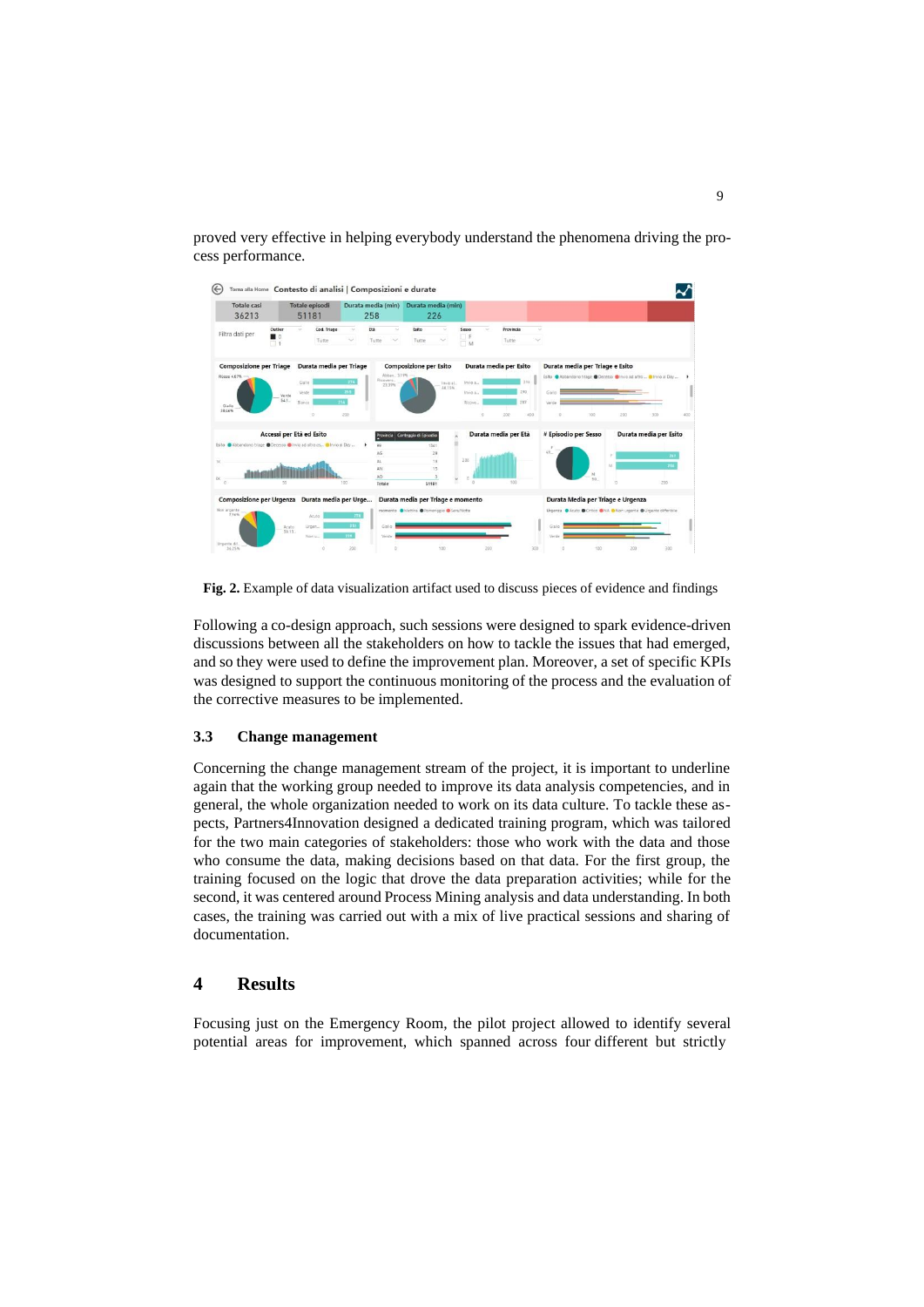proved very effective in helping everybody understand the phenomena driving the process performance.

**Fig. 2.** Example of data visualization artifact used to discuss pieces of evidence and findings

Following a co-design approach, such sessions were designed to spark evidence-driven discussions between all the stakeholders on how to tackle the issues that had emerged, and so they were used to define the improvement plan. Moreover, a set of specific KPIs was designed to support the continuous monitoring of the process and the evaluation of the corrective measures to be implemented.

### 3.3 Change management

Concerning the change management stream of the project, it is important to underline again that the working group needed to improve its data analysis competencies, and in general, the whole organization needed to work on its data culture. To tackle these aspects, Partners4Innovation designed a dedicated training program, which was tailored for the two main categories of stakeholders: those who work with the data and those who consume the data, making decisions based on that data. For the first group, the training focused on the logic that drove the data preparation activities; while for the second, it was centered around Process Mining analysis and data understanding. In both cases, the training was carried out with a mix of live practical sessions and sharing of documentation.

## 4 Results

Focusing just on the Emergency Room, the pilot project allowed to identify several potential areas for improvement, which spanned across four different but strictly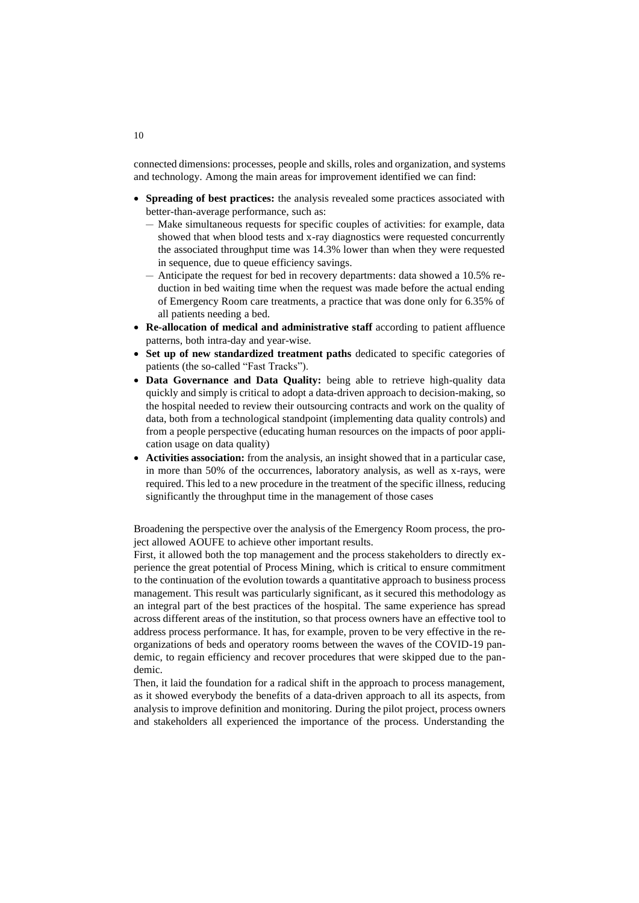connected dimensions: processes, people and skills, roles and organization, and systems and technology. Among the main areas for improvement identified we can find:

- **Spreading of best practices:** the analysis revealed some practices associated with better-than-average performance, such as:
  - Make simultaneous requests for specific couples of activities: for example, data showed that when blood tests and x-ray diagnostics were requested concurrently the associated throughput time was 14.3% lower than when they were requested in sequence, due to queue efficiency savings.
  - Anticipate the request for bed in recovery departments: data showed a 10.5% reduction in bed waiting time when the request was made before the actual ending of Emergency Room care treatments, a practice that was done only for 6.35% of all patients needing a bed.
- **Re-allocation of medical and administrative staff** according to patient affluence patterns, both intra-day and year-wise.
- **Set up of new standardized treatment paths** dedicated to specific categories of patients (the so-called "Fast Tracks").
- **Data Governance and Data Quality:** being able to retrieve high-quality data quickly and simply is critical to adopt a data-driven approach to decision-making, so the hospital needed to review their outsourcing contracts and work on the quality of data, both from a technological standpoint (implementing data quality controls) and from a people perspective (educating human resources on the impacts of poor application usage on data quality)
- **Activities association:** from the analysis, an insight showed that in a particular case, in more than 50% of the occurrences, laboratory analysis, as well as x-rays, were required. This led to a new procedure in the treatment of the specific illness, reducing significantly the throughput time in the management of those cases

Broadening the perspective over the analysis of the Emergency Room process, the project allowed AOUFE to achieve other important results.

First, it allowed both the top management and the process stakeholders to directly experience the great potential of Process Mining, which is critical to ensure commitment to the continuation of the evolution towards a quantitative approach to business process management. This result was particularly significant, as it secured this methodology as an integral part of the best practices of the hospital. The same experience has spread across different areas of the institution, so that process owners have an effective tool to address process performance. It has, for example, proven to be very effective in the reorganizations of beds and operatory rooms between the waves of the COVID-19 pandemic, to regain efficiency and recover procedures that were skipped due to the pandemic.

Then, it laid the foundation for a radical shift in the approach to process management, as it showed everybody the benefits of a data-driven approach to all its aspects, from analysis to improve definition and monitoring. During the pilot project, process owners and stakeholders all experienced the importance of the process. Understanding the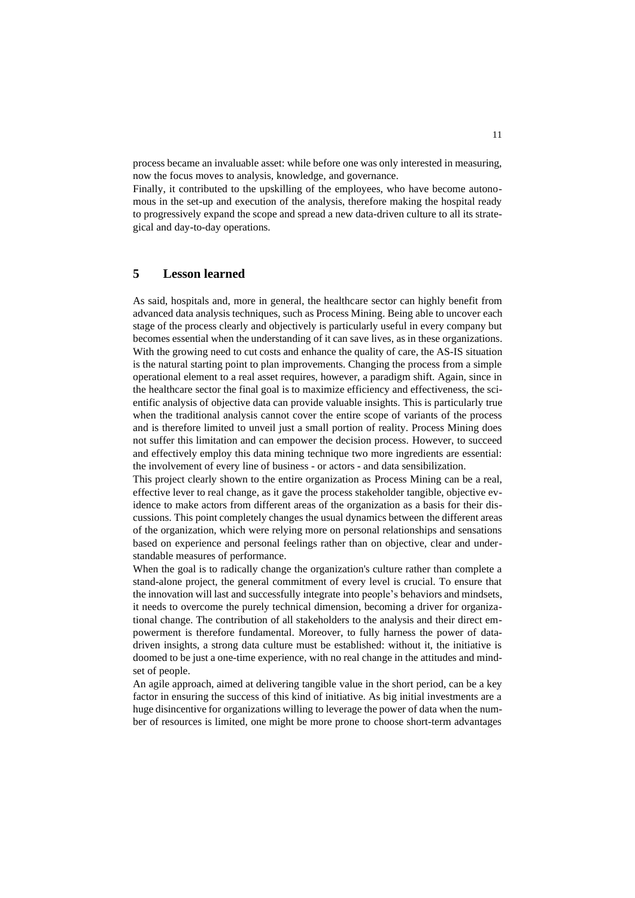process became an invaluable asset: while before one was only interested in measuring, now the focus moves to analysis, knowledge, and governance.

Finally, it contributed to the upskilling of the employees, who have become autonomous in the set-up and execution of the analysis, therefore making the hospital ready to progressively expand the scope and spread a new data-driven culture to all its strategical and day-to-day operations.

## 5 Lesson learned

As said, hospitals and, more in general, the healthcare sector can highly benefit from advanced data analysis techniques, such as Process Mining. Being able to uncover each stage of the process clearly and objectively is particularly useful in every company but becomes essential when the understanding of it can save lives, as in these organizations. With the growing need to cut costs and enhance the quality of care, the AS-IS situation is the natural starting point to plan improvements. Changing the process from a simple operational element to a real asset requires, however, a paradigm shift. Again, since in the healthcare sector the final goal is to maximize efficiency and effectiveness, the scientific analysis of objective data can provide valuable insights. This is particularly true when the traditional analysis cannot cover the entire scope of variants of the process and is therefore limited to unveil just a small portion of reality. Process Mining does not suffer this limitation and can empower the decision process. However, to succeed and effectively employ this data mining technique two more ingredients are essential: the involvement of every line of business - or actors - and data sensibilization.

This project clearly shown to the entire organization as Process Mining can be a real, effective lever to real change, as it gave the process stakeholder tangible, objective evidence to make actors from different areas of the organization as a basis for their discussions. This point completely changes the usual dynamics between the different areas of the organization, which were relying more on personal relationships and sensations based on experience and personal feelings rather than on objective, clear and understandable measures of performance.

When the goal is to radically change the organization's culture rather than complete a stand-alone project, the general commitment of every level is crucial. To ensure that the innovation will last and successfully integrate into people's behaviors and mindsets, it needs to overcome the purely technical dimension, becoming a driver for organizational change. The contribution of all stakeholders to the analysis and their direct empowerment is therefore fundamental. Moreover, to fully harness the power of data-driven insights, a strong data culture must be established: without it, the initiative is doomed to be just a one-time experience, with no real change in the attitudes and mindset of people.

An agile approach, aimed at delivering tangible value in the short period, can be a key factor in ensuring the success of this kind of initiative. As big initial investments are a huge disincentive for organizations willing to leverage the power of data when the number of resources is limited, one might be more prone to choose short-term advantages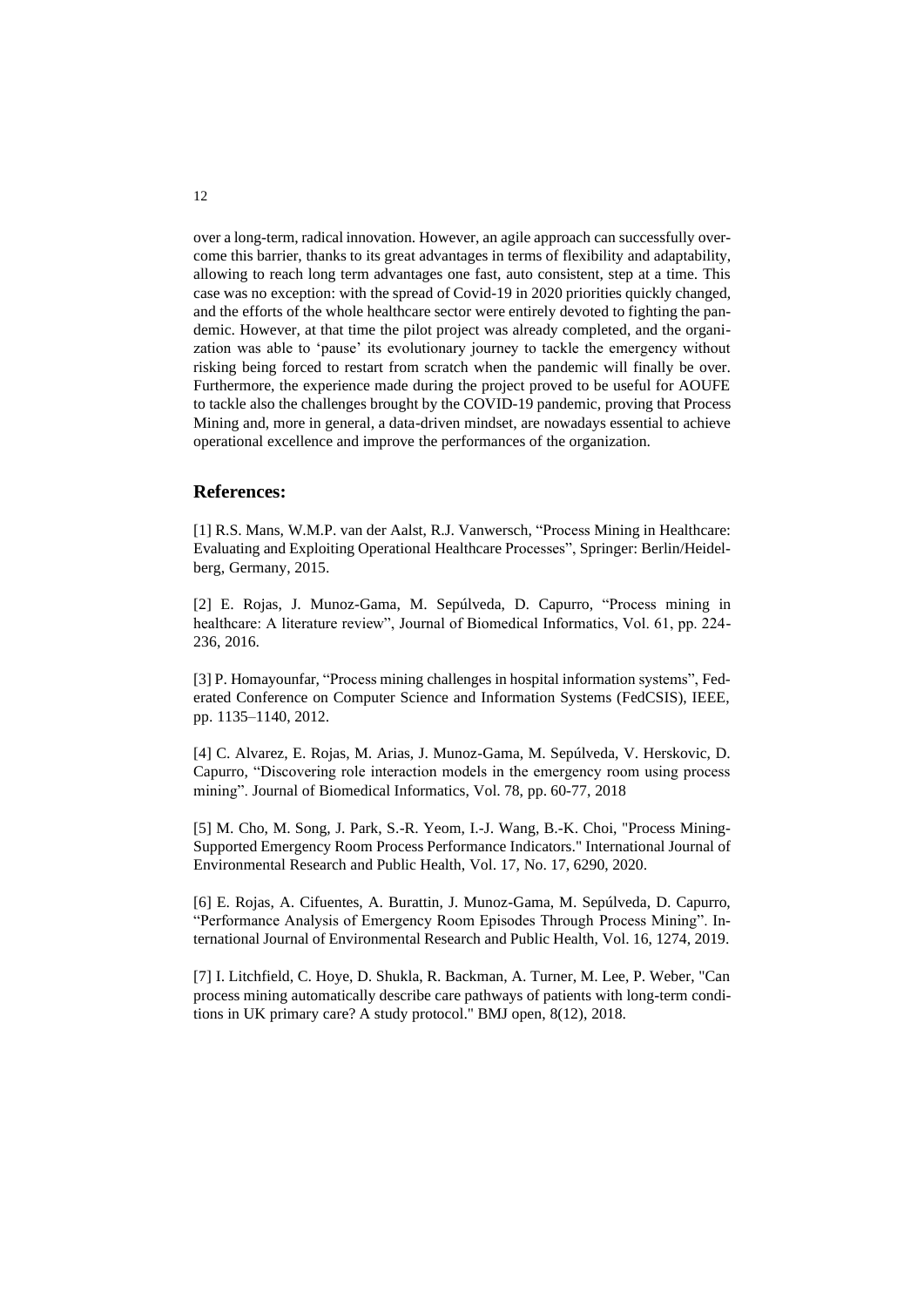over a long-term, radical innovation. However, an agile approach can successfully overcome this barrier, thanks to its great advantages in terms of flexibility and adaptability, allowing to reach long term advantages one fast, auto consistent, step at a time. This case was no exception: with the spread of Covid-19 in 2020 priorities quickly changed, and the efforts of the whole healthcare sector were entirely devoted to fighting the pandemic. However, at that time the pilot project was already completed, and the organization was able to 'pause' its evolutionary journey to tackle the emergency without risking being forced to restart from scratch when the pandemic will finally be over. Furthermore, the experience made during the project proved to be useful for AOUFE to tackle also the challenges brought by the COVID-19 pandemic, proving that Process Mining and, more in general, a data-driven mindset, are nowadays essential to achieve operational excellence and improve the performances of the organization.

## References:

[1] R.S. Mans, W.M.P. van der Aalst, R.J. Vanwersch, "Process Mining in Healthcare: Evaluating and Exploiting Operational Healthcare Processes", Springer: Berlin/Heidelberg, Germany, 2015.

[2] E. Rojas, J. Munoz-Gama, M. Sepúlveda, D. Capurro, "Process mining in healthcare: A literature review", Journal of Biomedical Informatics, Vol. 61, pp. 224-236, 2016.

[3] P. Homayounfar, "Process mining challenges in hospital information systems", Federated Conference on Computer Science and Information Systems (FedCSIS), IEEE, pp. 1135–1140, 2012.

[4] C. Alvarez, E. Rojas, M. Arias, J. Munoz-Gama, M. Sepúlveda, V. Herskovic, D. Capurro, "Discovering role interaction models in the emergency room using process mining". Journal of Biomedical Informatics, Vol. 78, pp. 60-77, 2018

[5] M. Cho, M. Song, J. Park, S.-R. Yeom, I.-J. Wang, B.-K. Choi, "Process Mining-Supported Emergency Room Process Performance Indicators." International Journal of Environmental Research and Public Health, Vol. 17, No. 17, 6290, 2020.

[6] E. Rojas, A. Cifuentes, A. Burattin, J. Munoz-Gama, M. Sepúlveda, D. Capurro, "Performance Analysis of Emergency Room Episodes Through Process Mining". International Journal of Environmental Research and Public Health, Vol. 16, 1274, 2019.

[7] I. Litchfield, C. Hoye, D. Shukla, R. Backman, A. Turner, M. Lee, P. Weber, "Can process mining automatically describe care pathways of patients with long-term conditions in UK primary care? A study protocol." BMJ open, 8(12), 2018.